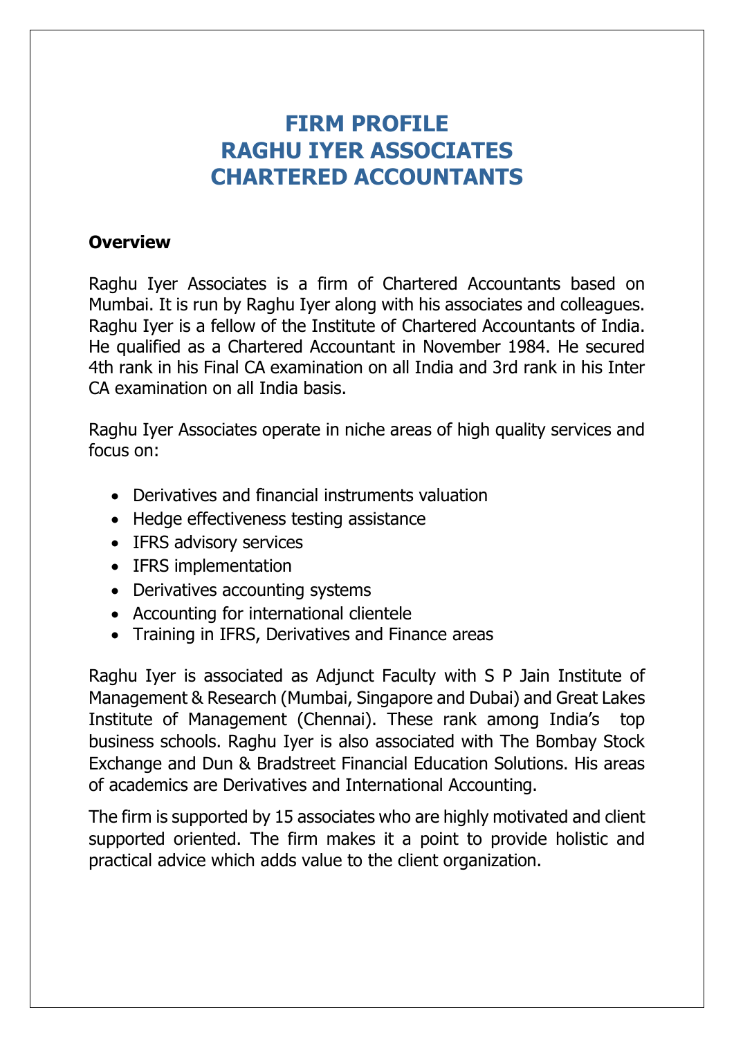# FIRM PROFILE
# RAGHU IYER ASSOCIATES
# CHARTERED ACCOUNTANTS

**Overview**

Raghu Iyer Associates is a firm of Chartered Accountants based on Mumbai. It is run by Raghu Iyer along with his associates and colleagues. Raghu Iyer is a fellow of the Institute of Chartered Accountants of India. He qualified as a Chartered Accountant in November 1984. He secured 4th rank in his Final CA examination on all India and 3rd rank in his Inter CA examination on all India basis.

Raghu Iyer Associates operate in niche areas of high quality services and focus on:

- Derivatives and financial instruments valuation
- Hedge effectiveness testing assistance
- IFRS advisory services
- IFRS implementation
- Derivatives accounting systems
- Accounting for international clientele
- Training in IFRS, Derivatives and Finance areas

Raghu Iyer is associated as Adjunct Faculty with S P Jain Institute of Management & Research (Mumbai, Singapore and Dubai) and Great Lakes Institute of Management (Chennai). These rank among India's top business schools. Raghu Iyer is also associated with The Bombay Stock Exchange and Dun & Bradstreet Financial Education Solutions. His areas of academics are Derivatives and International Accounting.

The firm is supported by 15 associates who are highly motivated and client supported oriented. The firm makes it a point to provide holistic and practical advice which adds value to the client organization.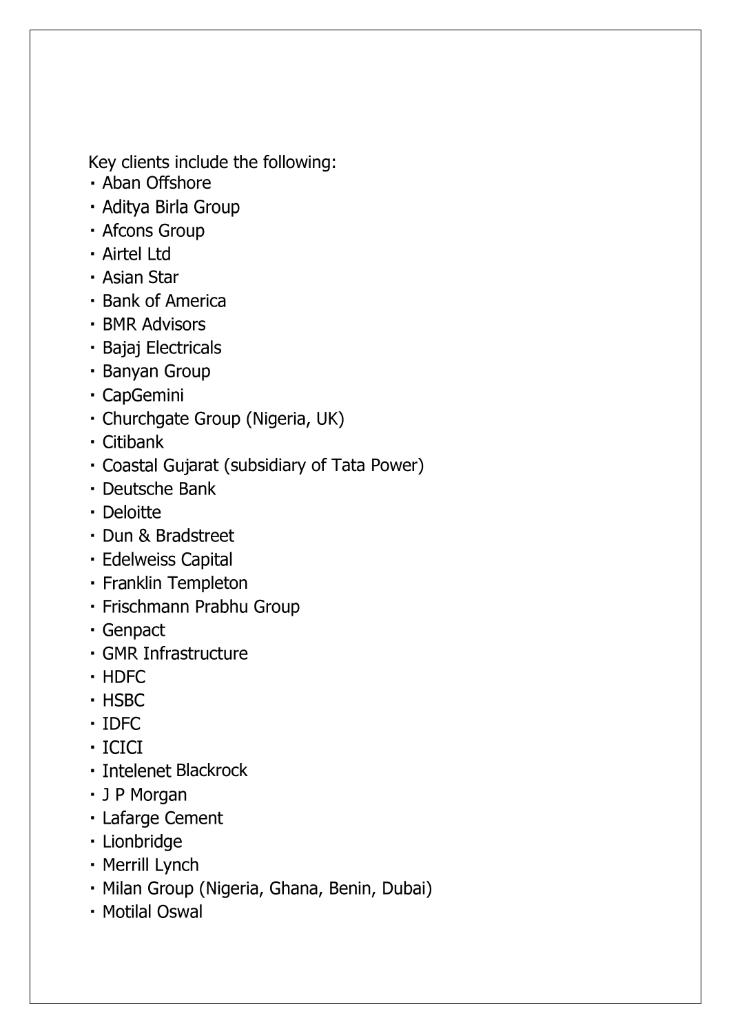Key clients include the following:

- Aban Offshore
- Aditya Birla Group
- Afcons Group
- Airtel Ltd
- Asian Star
- Bank of America
- BMR Advisors
- Bajaj Electricals
- Banyan Group
- CapGemini
- Churchgate Group (Nigeria, UK)
- Citibank
- Coastal Gujarat (subsidiary of Tata Power)
- Deutsche Bank
- Deloitte
- Dun & Bradstreet
- Edelweiss Capital
- Franklin Templeton
- Frischmann Prabhu Group
- Genpact
- GMR Infrastructure
- HDFC
- HSBC
- IDFC
- ICICI
- Intelenet Blackrock
- J P Morgan
- Lafarge Cement
- Lionbridge
- Merrill Lynch
- Milan Group (Nigeria, Ghana, Benin, Dubai)
- Motilal Oswal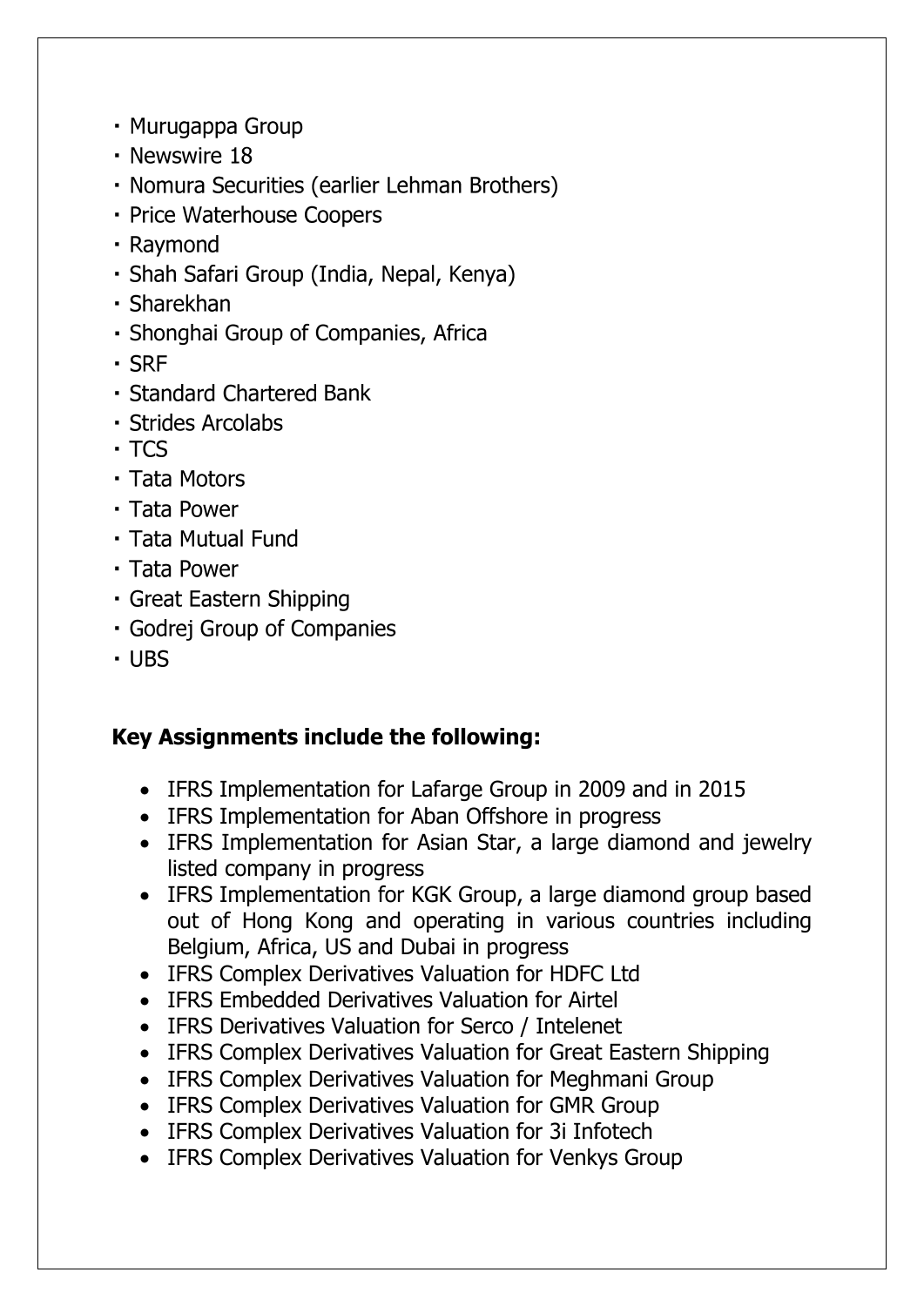- Murugappa Group
- Newswire 18
- Nomura Securities (earlier Lehman Brothers)
- Price Waterhouse Coopers
- Raymond
- Shah Safari Group (India, Nepal, Kenya)
- Sharekhan
- Shonghai Group of Companies, Africa
- SRF
- Standard Chartered Bank
- Strides Arcolabs
- TCS
- Tata Motors
- Tata Power
- Tata Mutual Fund
- Tata Power
- Great Eastern Shipping
- Godrej Group of Companies
- UBS

**Key Assignments include the following:**

- IFRS Implementation for Lafarge Group in 2009 and in 2015
- IFRS Implementation for Aban Offshore in progress
- IFRS Implementation for Asian Star, a large diamond and jewelry listed company in progress
- IFRS Implementation for KGK Group, a large diamond group based out of Hong Kong and operating in various countries including Belgium, Africa, US and Dubai in progress
- IFRS Complex Derivatives Valuation for HDFC Ltd
- IFRS Embedded Derivatives Valuation for Airtel
- IFRS Derivatives Valuation for Serco / Intelenet
- IFRS Complex Derivatives Valuation for Great Eastern Shipping
- IFRS Complex Derivatives Valuation for Meghmani Group
- IFRS Complex Derivatives Valuation for GMR Group
- IFRS Complex Derivatives Valuation for 3i Infotech
- IFRS Complex Derivatives Valuation for Venkys Group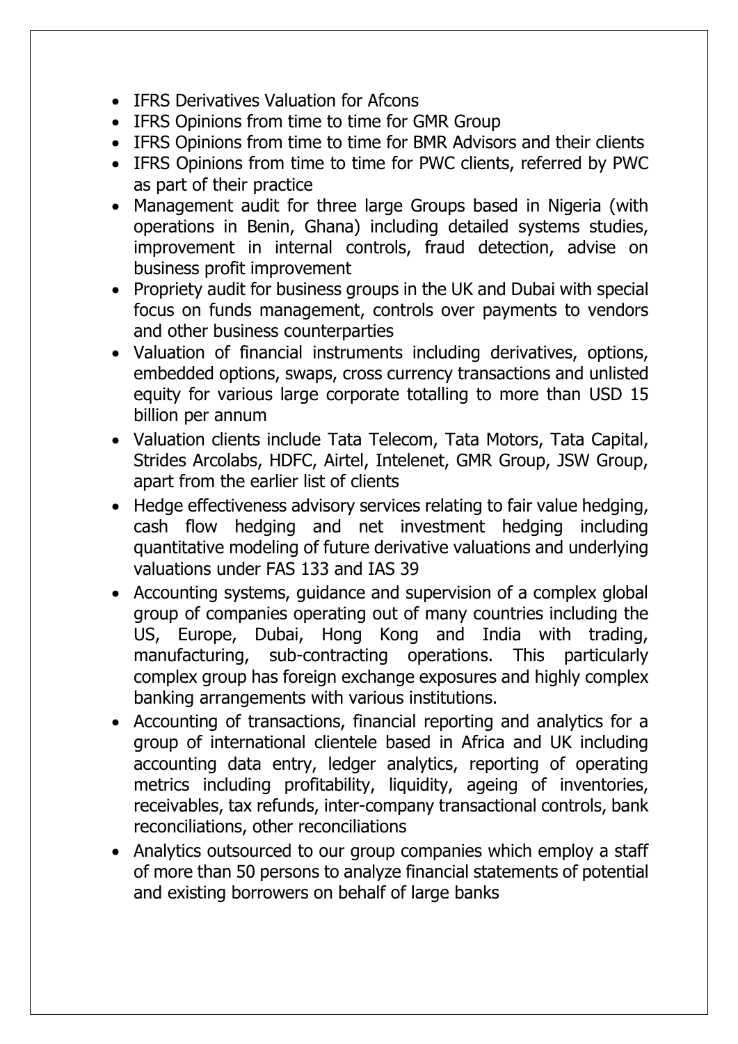- IFRS Derivatives Valuation for Afcons
- IFRS Opinions from time to time for GMR Group
- IFRS Opinions from time to time for BMR Advisors and their clients
- IFRS Opinions from time to time for PWC clients, referred by PWC as part of their practice
- Management audit for three large Groups based in Nigeria (with operations in Benin, Ghana) including detailed systems studies, improvement in internal controls, fraud detection, advise on business profit improvement
- Propriety audit for business groups in the UK and Dubai with special focus on funds management, controls over payments to vendors and other business counterparties
- Valuation of financial instruments including derivatives, options, embedded options, swaps, cross currency transactions and unlisted equity for various large corporate totalling to more than USD 15 billion per annum
- Valuation clients include Tata Telecom, Tata Motors, Tata Capital, Strides Arcolabs, HDFC, Airtel, Intelenet, GMR Group, JSW Group, apart from the earlier list of clients
- Hedge effectiveness advisory services relating to fair value hedging, cash flow hedging and net investment hedging including quantitative modeling of future derivative valuations and underlying valuations under FAS 133 and IAS 39
- Accounting systems, guidance and supervision of a complex global group of companies operating out of many countries including the US, Europe, Dubai, Hong Kong and India with trading, manufacturing, sub-contracting operations. This particularly complex group has foreign exchange exposures and highly complex banking arrangements with various institutions.
- Accounting of transactions, financial reporting and analytics for a group of international clientele based in Africa and UK including accounting data entry, ledger analytics, reporting of operating metrics including profitability, liquidity, ageing of inventories, receivables, tax refunds, inter-company transactional controls, bank reconciliations, other reconciliations
- Analytics outsourced to our group companies which employ a staff of more than 50 persons to analyze financial statements of potential and existing borrowers on behalf of large banks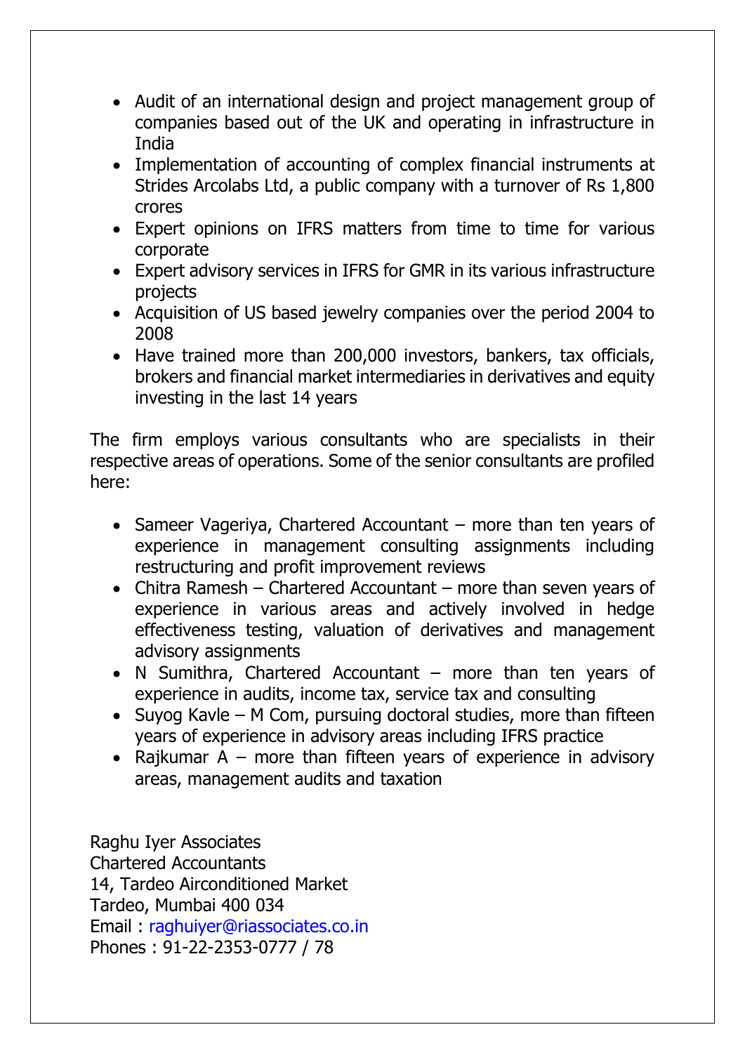- Audit of an international design and project management group of companies based out of the UK and operating in infrastructure in India
- Implementation of accounting of complex financial instruments at Strides Arcolabs Ltd, a public company with a turnover of Rs 1,800 crores
- Expert opinions on IFRS matters from time to time for various corporate
- Expert advisory services in IFRS for GMR in its various infrastructure projects
- Acquisition of US based jewelry companies over the period 2004 to 2008
- Have trained more than 200,000 investors, bankers, tax officials, brokers and financial market intermediaries in derivatives and equity investing in the last 14 years

The firm employs various consultants who are specialists in their respective areas of operations. Some of the senior consultants are profiled here:

- Sameer Vageriya, Chartered Accountant – more than ten years of experience in management consulting assignments including restructuring and profit improvement reviews
- Chitra Ramesh – Chartered Accountant – more than seven years of experience in various areas and actively involved in hedge effectiveness testing, valuation of derivatives and management advisory assignments
- N Sumithra, Chartered Accountant – more than ten years of experience in audits, income tax, service tax and consulting
- Suyog Kavle – M Com, pursuing doctoral studies, more than fifteen years of experience in advisory areas including IFRS practice
- Rajkumar A – more than fifteen years of experience in advisory areas, management audits and taxation

Raghu Iyer Associates
Chartered Accountants
14, Tardeo Airconditioned Market
Tardeo, Mumbai 400 034
Email : raghuiyer@riassociates.co.in
Phones : 91-22-2353-0777 / 78